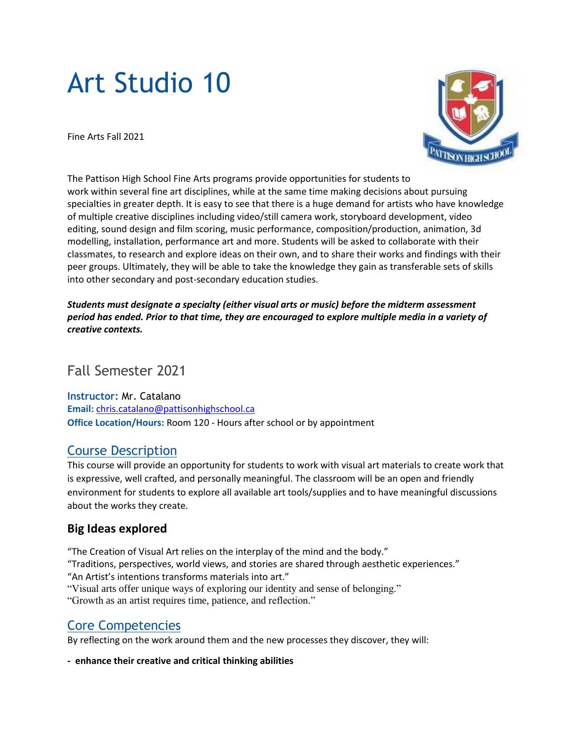# Art Studio 10

Fine Arts Fall 2021

The Pattison High School Fine Arts programs provide opportunities for students to work within several fine art disciplines, while at the same time making decisions about pursuing specialties in greater depth. It is easy to see that there is a huge demand for artists who have knowledge of multiple creative disciplines including video/still camera work, storyboard development, video editing, sound design and film scoring, music performance, composition/production, animation, 3d modelling, installation, performance art and more. Students will be asked to collaborate with their classmates, to research and explore ideas on their own, and to share their works and findings with their peer groups. Ultimately, they will be able to take the knowledge they gain as transferable sets of skills into other secondary and post-secondary education studies.

***Students must designate a specialty (either visual arts or music) before the midterm assessment period has ended. Prior to that time, they are encouraged to explore multiple media in a variety of creative contexts.***

## Fall Semester 2021

**Instructor:** Mr. Catalano
**Email:** chris.catalano@pattisonhighschool.ca
**Office Location/Hours:** Room 120 - Hours after school or by appointment

## Course Description

This course will provide an opportunity for students to work with visual art materials to create work that is expressive, well crafted, and personally meaningful. The classroom will be an open and friendly environment for students to explore all available art tools/supplies and to have meaningful discussions about the works they create.

### Big Ideas explored

"The Creation of Visual Art relies on the interplay of the mind and the body."
"Traditions, perspectives, world views, and stories are shared through aesthetic experiences."
"An Artist's intentions transforms materials into art."
"Visual arts offer unique ways of exploring our identity and sense of belonging."
"Growth as an artist requires time, patience, and reflection."

## Core Competencies

By reflecting on the work around them and the new processes they discover, they will:

- **enhance their creative and critical thinking abilities**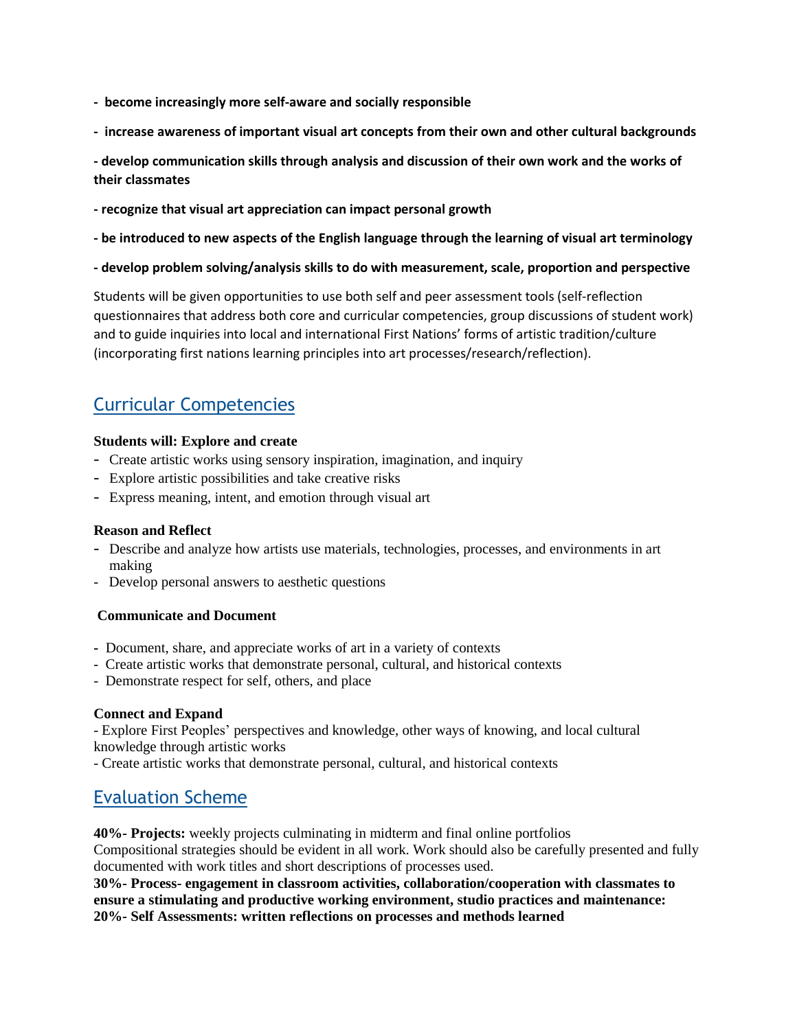**- become increasingly more self-aware and socially responsible**

**- increase awareness of important visual art concepts from their own and other cultural backgrounds**

**- develop communication skills through analysis and discussion of their own work and the works of their classmates**

**- recognize that visual art appreciation can impact personal growth**

**- be introduced to new aspects of the English language through the learning of visual art terminology**

**- develop problem solving/analysis skills to do with measurement, scale, proportion and perspective**

Students will be given opportunities to use both self and peer assessment tools (self-reflection questionnaires that address both core and curricular competencies, group discussions of student work) and to guide inquiries into local and international First Nations' forms of artistic tradition/culture (incorporating first nations learning principles into art processes/research/reflection).

## Curricular Competencies

**Students will: Explore and create**

- Create artistic works using sensory inspiration, imagination, and inquiry
- Explore artistic possibilities and take creative risks
- Express meaning, intent, and emotion through visual art

**Reason and Reflect**

- Describe and analyze how artists use materials, technologies, processes, and environments in art making
- Develop personal answers to aesthetic questions

**Communicate and Document**

- Document, share, and appreciate works of art in a variety of contexts
- Create artistic works that demonstrate personal, cultural, and historical contexts
- Demonstrate respect for self, others, and place

**Connect and Expand**

- Explore First Peoples' perspectives and knowledge, other ways of knowing, and local cultural knowledge through artistic works
- Create artistic works that demonstrate personal, cultural, and historical contexts

## Evaluation Scheme

**40%- Projects:** weekly projects culminating in midterm and final online portfolios
Compositional strategies should be evident in all work. Work should also be carefully presented and fully documented with work titles and short descriptions of processes used.
**30%- Process- engagement in classroom activities, collaboration/cooperation with classmates to ensure a stimulating and productive working environment, studio practices and maintenance:**
**20%- Self Assessments: written reflections on processes and methods learned**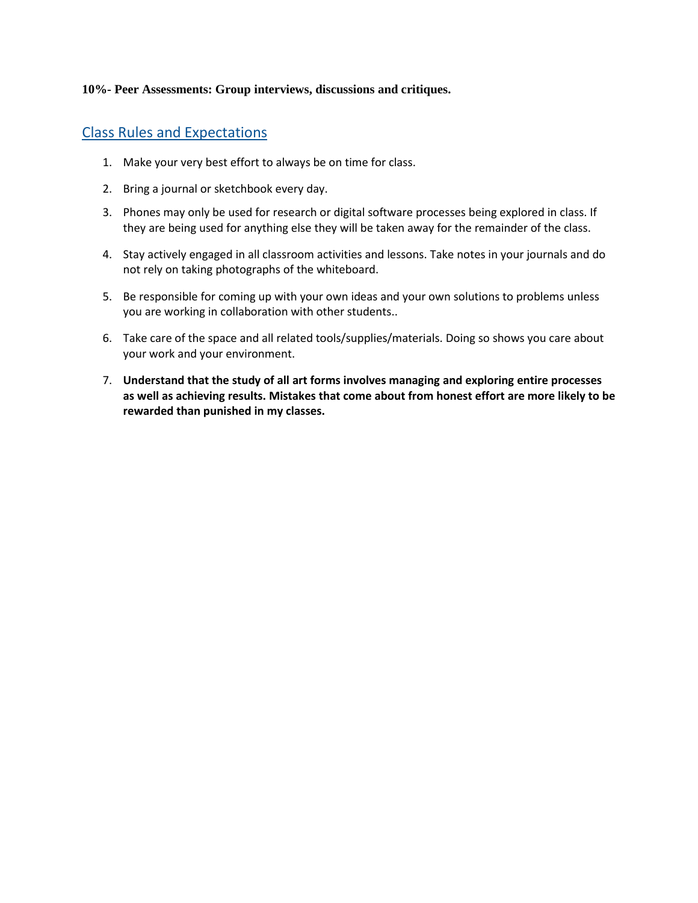**10%- Peer Assessments: Group interviews, discussions and critiques.**

## Class Rules and Expectations

1. Make your very best effort to always be on time for class.
2. Bring a journal or sketchbook every day.
3. Phones may only be used for research or digital software processes being explored in class. If they are being used for anything else they will be taken away for the remainder of the class.
4. Stay actively engaged in all classroom activities and lessons. Take notes in your journals and do not rely on taking photographs of the whiteboard.
5. Be responsible for coming up with your own ideas and your own solutions to problems unless you are working in collaboration with other students..
6. Take care of the space and all related tools/supplies/materials. Doing so shows you care about your work and your environment.
7. **Understand that the study of all art forms involves managing and exploring entire processes as well as achieving results. Mistakes that come about from honest effort are more likely to be rewarded than punished in my classes.**